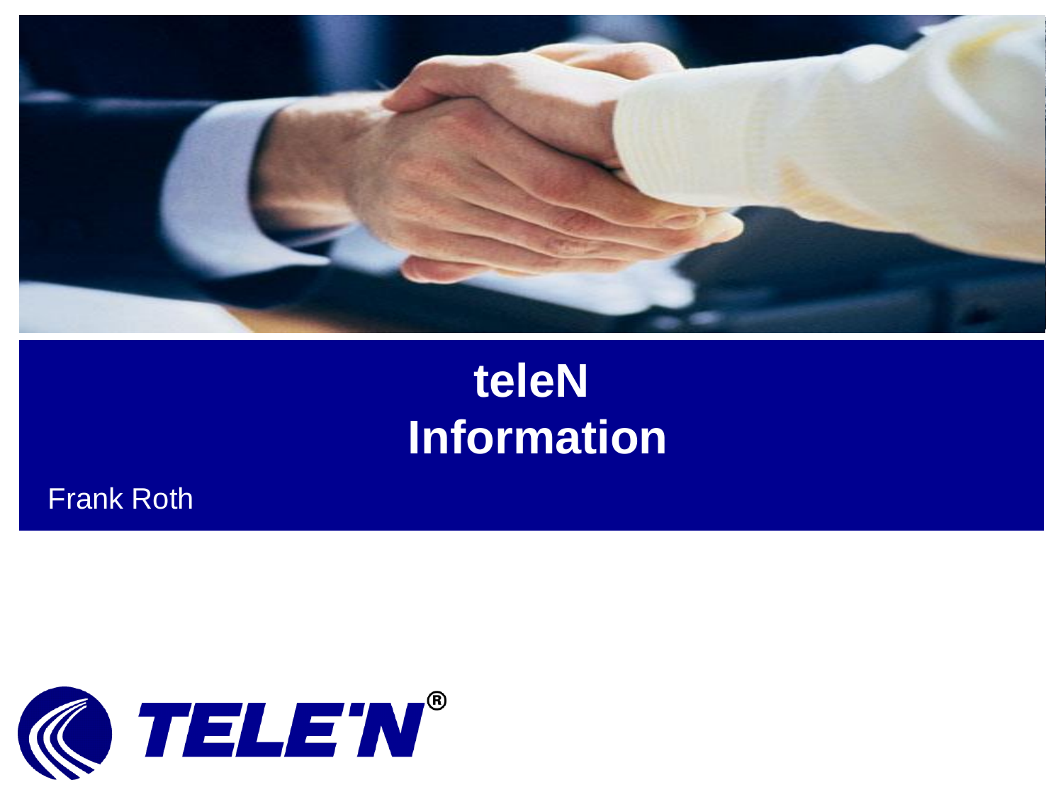# teleN Information

Frank Roth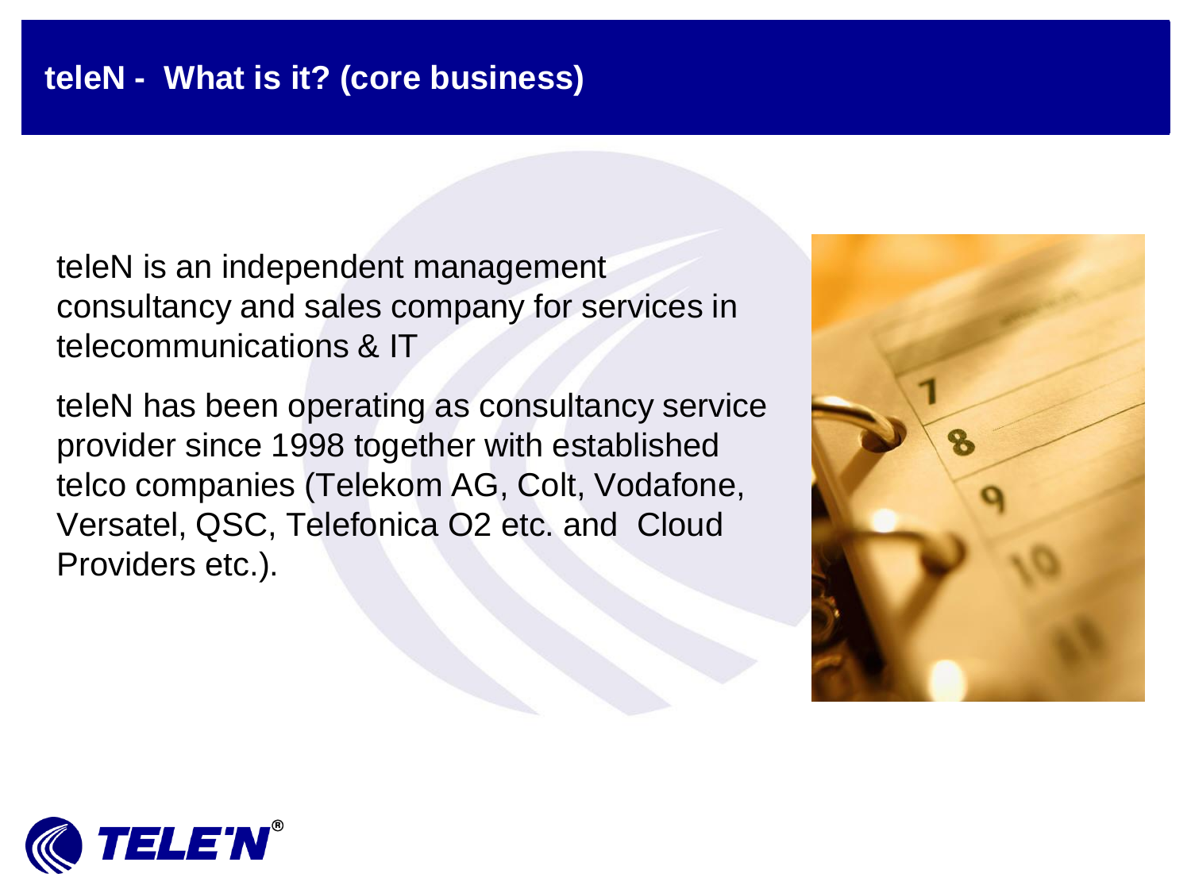# teleN - What is it? (core business)

teleN is an independent management consultancy and sales company for services in telecommunications & IT

teleN has been operating as consultancy service provider since 1998 together with established telco companies (Telekom AG, Colt, Vodafone, Versatel, QSC, Telefonica O2 etc. and Cloud Providers etc.).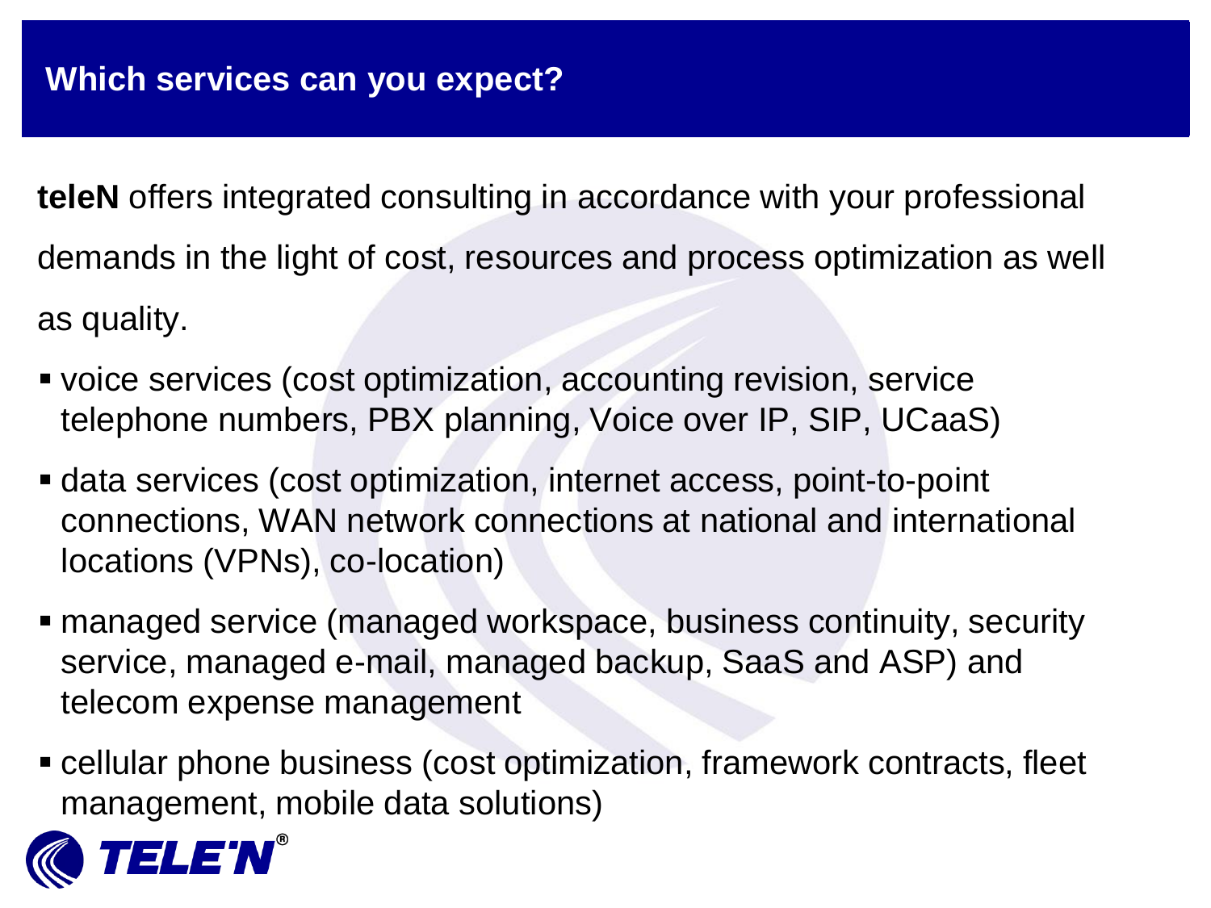# Which services can you expect?

**teleN** offers integrated consulting in accordance with your professional demands in the light of cost, resources and process optimization as well as quality.

- voice services (cost optimization, accounting revision, service telephone numbers, PBX planning, Voice over IP, SIP, UCaaS)
- data services (cost optimization, internet access, point-to-point connections, WAN network connections at national and international locations (VPNs), co-location)
- managed service (managed workspace, business continuity, security service, managed e-mail, managed backup, SaaS and ASP) and telecom expense management
- cellular phone business (cost optimization, framework contracts, fleet management, mobile data solutions)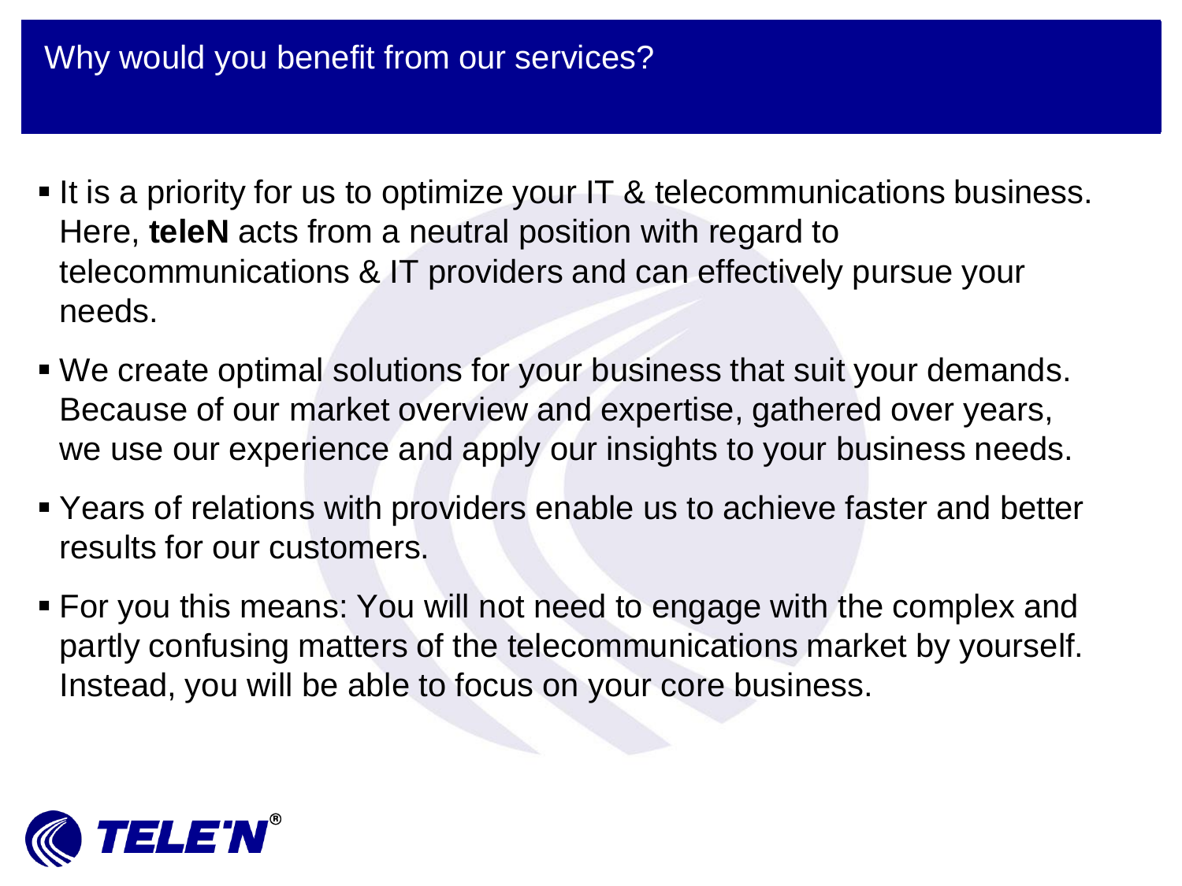## Why would you benefit from our services?

- It is a priority for us to optimize your IT & telecommunications business. Here, **teleN** acts from a neutral position with regard to telecommunications & IT providers and can effectively pursue your needs.
- We create optimal solutions for your business that suit your demands. Because of our market overview and expertise, gathered over years, we use our experience and apply our insights to your business needs.
- Years of relations with providers enable us to achieve faster and better results for our customers.
- For you this means: You will not need to engage with the complex and partly confusing matters of the telecommunications market by yourself. Instead, you will be able to focus on your core business.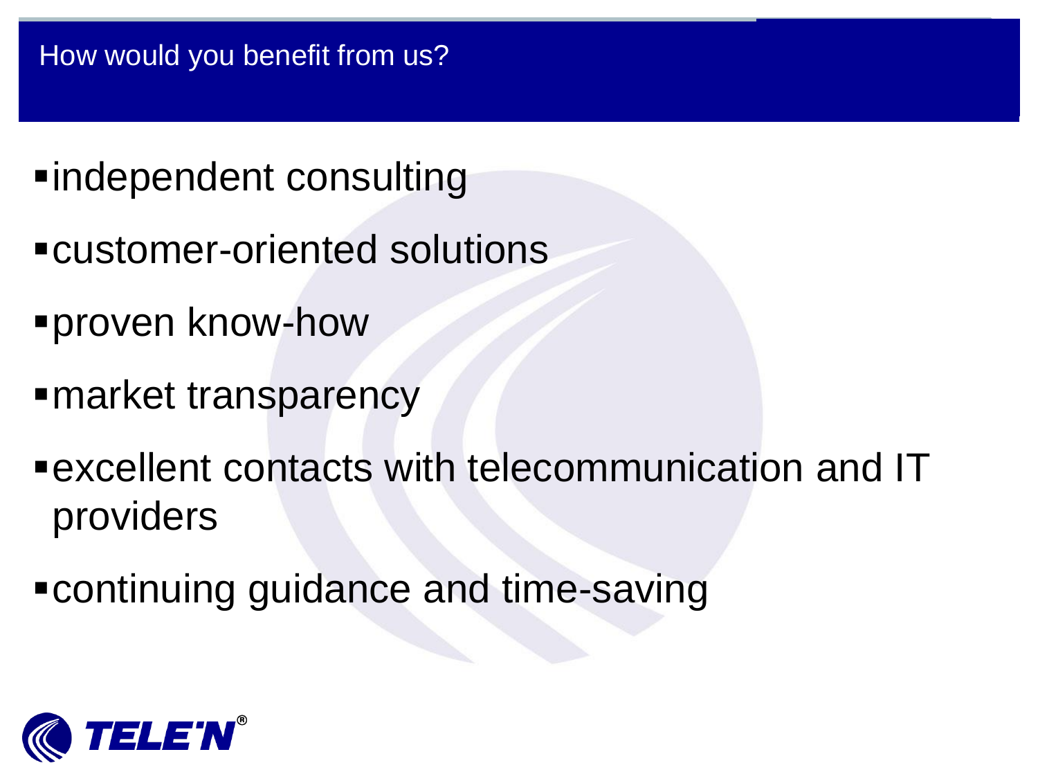## How would you benefit from us?

- independent consulting
- customer-oriented solutions
- proven know-how
- market transparency
- excellent contacts with telecommunication and IT providers
- continuing guidance and time-saving

TELE'N®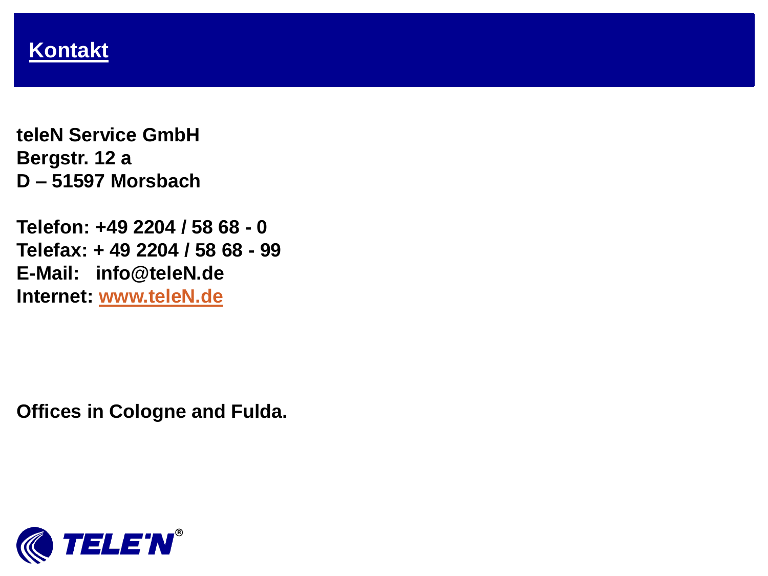# Kontakt

**teleN Service GmbH**
**Bergstr. 12 a**
**D – 51597 Morsbach**

**Telefon: +49 2204 / 58 68 - 0**
**Telefax: + 49 2204 / 58 68 - 99**
**E-Mail: info@teleN.de**
**Internet: www.teleN.de**

**Offices in Cologne and Fulda.**

TELE'N®